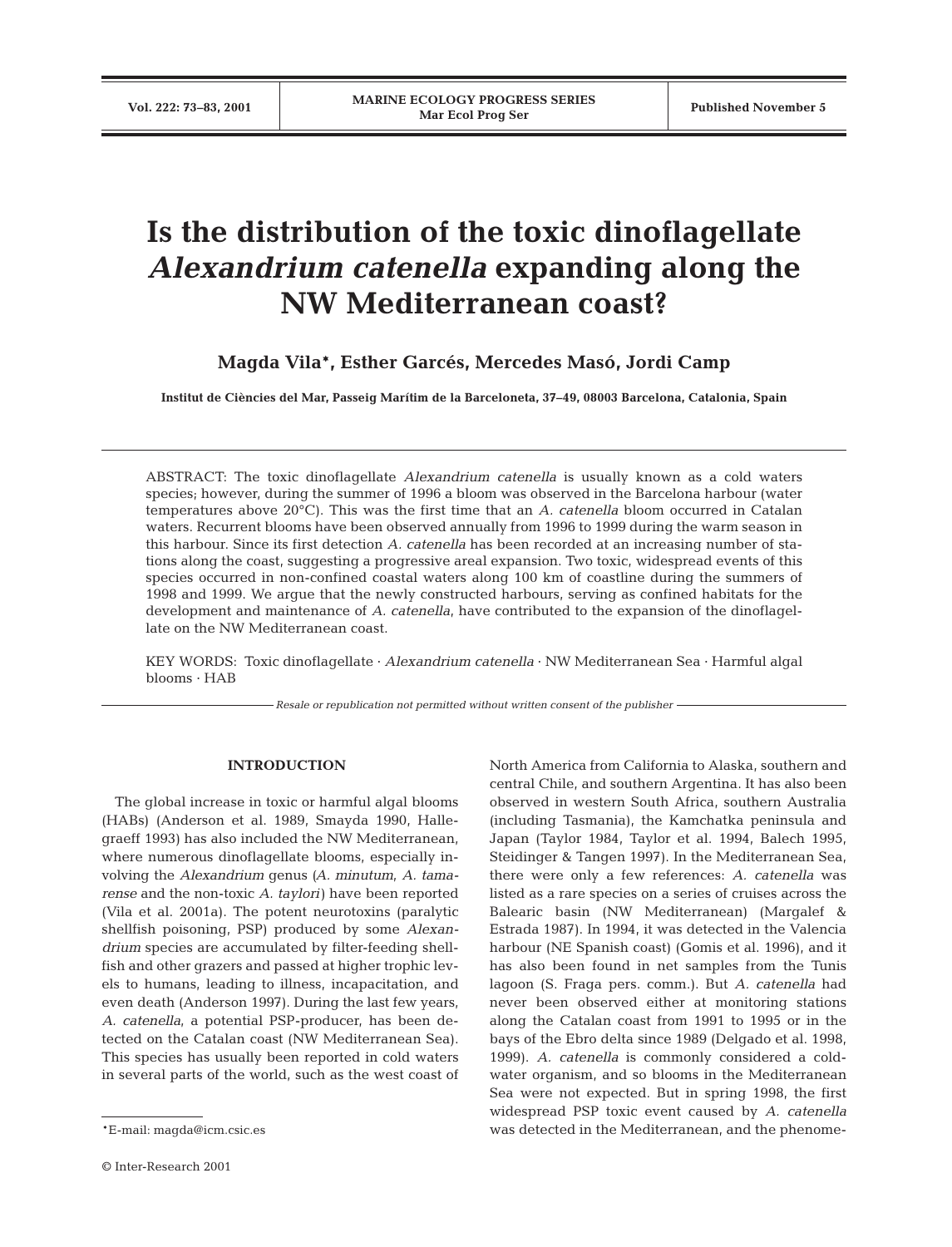# Is the distribution of the toxic dinoflagellate *Alexandrium catenella* expanding along the NW Mediterranean coast?

**Magda Vila\*, Esther Garcés, Mercedes Masó, Jordi Camp**

**Institut de Ciències del Mar, Passeig Marítim de la Barceloneta, 37–49, 08003 Barcelona, Catalonia, Spain**

ABSTRACT: The toxic dinoflagellate *Alexandrium catenella* is usually known as a cold waters species; however, during the summer of 1996 a bloom was observed in the Barcelona harbour (water temperatures above 20°C). This was the first time that an *A. catenella* bloom occurred in Catalan waters. Recurrent blooms have been observed annually from 1996 to 1999 during the warm season in this harbour. Since its first detection *A. catenella* has been recorded at an increasing number of stations along the coast, suggesting a progressive areal expansion. Two toxic, widespread events of this species occurred in non-confined coastal waters along 100 km of coastline during the summers of 1998 and 1999. We argue that the newly constructed harbours, serving as confined habitats for the development and maintenance of *A. catenella*, have contributed to the expansion of the dinoflagellate on the NW Mediterranean coast.

KEY WORDS: Toxic dinoflagellate · *Alexandrium catenella* · NW Mediterranean Sea · Harmful algal blooms · HAB

*Resale or republication not permitted without written consent of the publisher*

## INTRODUCTION

The global increase in toxic or harmful algal blooms (HABs) (Anderson et al. 1989, Smayda 1990, Hallegraeff 1993) has also included the NW Mediterranean, where numerous dinoflagellate blooms, especially involving the *Alexandrium* genus (*A. minutum*, *A. tamarense* and the non-toxic *A. taylori*) have been reported (Vila et al. 2001a). The potent neurotoxins (paralytic shellfish poisoning, PSP) produced by some *Alexandrium* species are accumulated by filter-feeding shellfish and other grazers and passed at higher trophic levels to humans, leading to illness, incapacitation, and even death (Anderson 1997). During the last few years, *A. catenella*, a potential PSP-producer, has been detected on the Catalan coast (NW Mediterranean Sea). This species has usually been reported in cold waters in several parts of the world, such as the west coast of North America from California to Alaska, southern and central Chile, and southern Argentina. It has also been observed in western South Africa, southern Australia (including Tasmania), the Kamchatka peninsula and Japan (Taylor 1984, Taylor et al. 1994, Balech 1995, Steidinger & Tangen 1997). In the Mediterranean Sea, there were only a few references: *A. catenella* was listed as a rare species on a series of cruises across the Balearic basin (NW Mediterranean) (Margalef & Estrada 1987). In 1994, it was detected in the Valencia harbour (NE Spanish coast) (Gomis et al. 1996), and it has also been found in net samples from the Tunis lagoon (S. Fraga pers. comm.). But *A. catenella* had never been observed either at monitoring stations along the Catalan coast from 1991 to 1995 or in the bays of the Ebro delta since 1989 (Delgado et al. 1998, 1999). *A. catenella* is commonly considered a cold-water organism, and so blooms in the Mediterranean Sea were not expected. But in spring 1998, the first widespread PSP toxic event caused by *A. catenella* was detected in the Mediterranean, and the phenome-

\*E-mail: magda@icm.csic.es

© Inter-Research 2001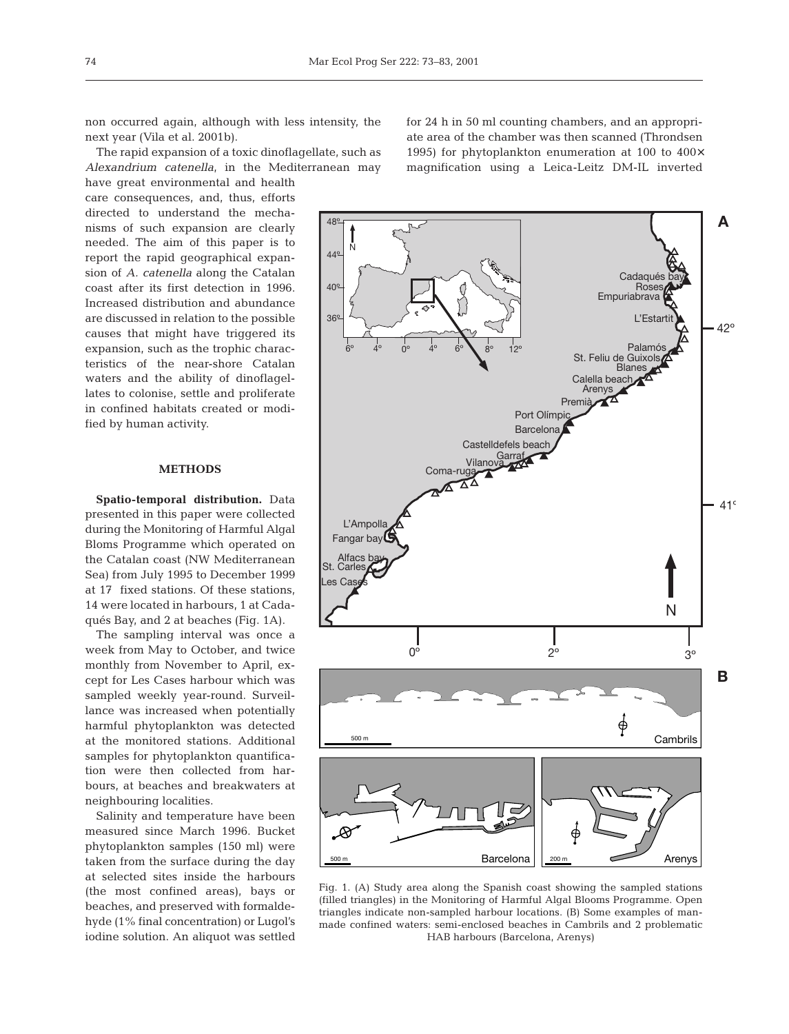non occurred again, although with less intensity, the next year (Vila et al. 2001b).

The rapid expansion of a toxic dinoflagellate, such as *Alexandrium catenella*, in the Mediterranean may have great environmental and health care consequences, and, thus, efforts directed to understand the mechanisms of such expansion are clearly needed. The aim of this paper is to report the rapid geographical expansion of *A. catenella* along the Catalan coast after its first detection in 1996. Increased distribution and abundance are discussed in relation to the possible causes that might have triggered its expansion, such as the trophic characteristics of the near-shore Catalan waters and the ability of dinoflagellates to colonise, settle and proliferate in confined habitats created or modified by human activity.

## METHODS

**Spatio-temporal distribution.** Data presented in this paper were collected during the Monitoring of Harmful Algal Bloms Programme which operated on the Catalan coast (NW Mediterranean Sea) from July 1995 to December 1999 at 17 fixed stations. Of these stations, 14 were located in harbours, 1 at Cadaqués Bay, and 2 at beaches (Fig. 1A).

The sampling interval was once a week from May to October, and twice monthly from November to April, except for Les Cases harbour which was sampled weekly year-round. Surveillance was increased when potentially harmful phytoplankton was detected at the monitored stations. Additional samples for phytoplankton quantification were then collected from harbours, at beaches and breakwaters at neighbouring localities.

Salinity and temperature have been measured since March 1996. Bucket phytoplankton samples (150 ml) were taken from the surface during the day at selected sites inside the harbours (the most confined areas), bays or beaches, and preserved with formaldehyde (1% final concentration) or Lugol's iodine solution. An aliquot was settled for 24 h in 50 ml counting chambers, and an appropriate area of the chamber was then scanned (Throndsen 1995) for phytoplankton enumeration at 100 to 400× magnification using a Leica-Leitz DM-IL inverted

Fig. 1. (A) Study area along the Spanish coast showing the sampled stations (filled triangles) in the Monitoring of Harmful Algal Blooms Programme. Open triangles indicate non-sampled harbour locations. (B) Some examples of man-made confined waters: semi-enclosed beaches in Cambrils and 2 problematic HAB harbours (Barcelona, Arenys)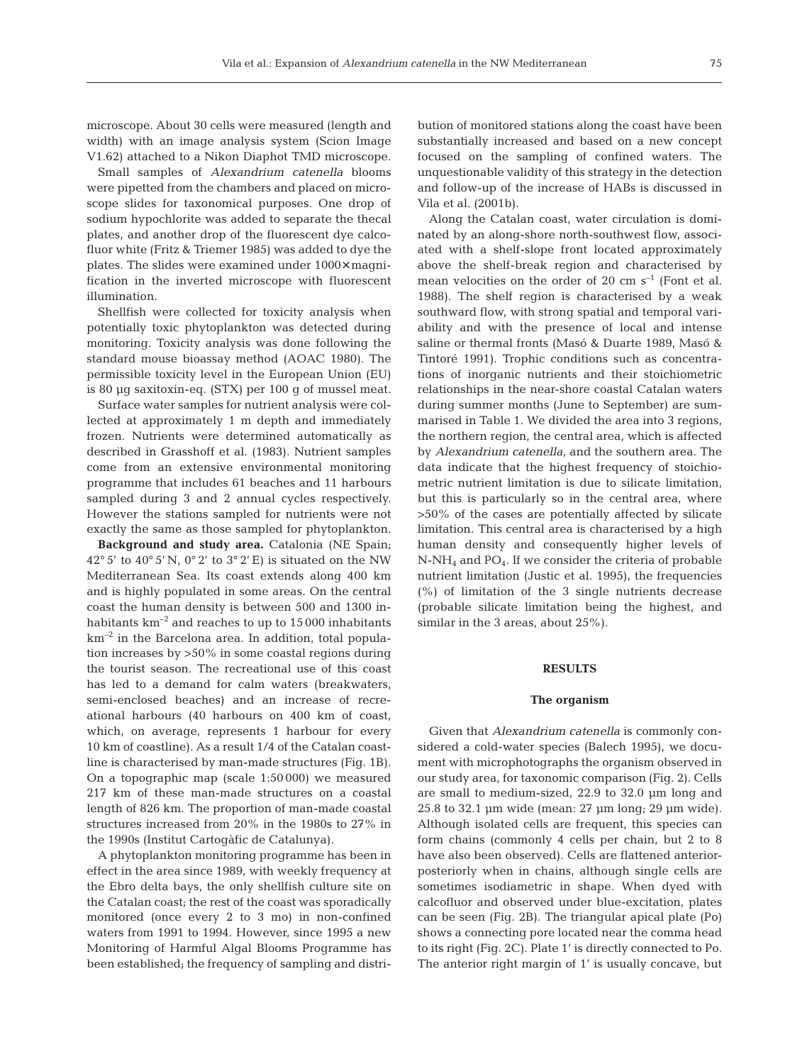microscope. About 30 cells were measured (length and width) with an image analysis system (Scion Image V1.62) attached to a Nikon Diaphot TMD microscope.

Small samples of *Alexandrium catenella* blooms were pipetted from the chambers and placed on microscope slides for taxonomical purposes. One drop of sodium hypochlorite was added to separate the thecal plates, and another drop of the fluorescent dye calcofluor white (Fritz & Triemer 1985) was added to dye the plates. The slides were examined under 1000× magnification in the inverted microscope with fluorescent illumination.

Shellfish were collected for toxicity analysis when potentially toxic phytoplankton was detected during monitoring. Toxicity analysis was done following the standard mouse bioassay method (AOAC 1980). The permissible toxicity level in the European Union (EU) is 80 µg saxitoxin-eq. (STX) per 100 g of mussel meat.

Surface water samples for nutrient analysis were collected at approximately 1 m depth and immediately frozen. Nutrients were determined automatically as described in Grasshoff et al. (1983). Nutrient samples come from an extensive environmental monitoring programme that includes 61 beaches and 11 harbours sampled during 3 and 2 annual cycles respectively. However the stations sampled for nutrients were not exactly the same as those sampled for phytoplankton.

**Background and study area.** Catalonia (NE Spain; 42° 5′ to 40° 5′ N, 0° 2′ to 3° 2′ E) is situated on the NW Mediterranean Sea. Its coast extends along 400 km and is highly populated in some areas. On the central coast the human density is between 500 and 1300 inhabitants $km^{-2}$ and reaches to up to 15 000 inhabitants $km^{-2}$ in the Barcelona area. In addition, total population increases by >50% in some coastal regions during the tourist season. The recreational use of this coast has led to a demand for calm waters (breakwaters, semi-enclosed beaches) and an increase of recreational harbours (40 harbours on 400 km of coast, which, on average, represents 1 harbour for every 10 km of coastline). As a result 1/4 of the Catalan coastline is characterised by man-made structures (Fig. 1B). On a topographic map (scale 1:50 000) we measured 217 km of these man-made structures on a coastal length of 826 km. The proportion of man-made coastal structures increased from 20% in the 1980s to 27% in the 1990s (Institut Cartogàfic de Catalunya).

A phytoplankton monitoring programme has been in effect in the area since 1989, with weekly frequency at the Ebro delta bays, the only shellfish culture site on the Catalan coast; the rest of the coast was sporadically monitored (once every 2 to 3 mo) in non-confined waters from 1991 to 1994. However, since 1995 a new Monitoring of Harmful Algal Blooms Programme has been established; the frequency of sampling and distribution of monitored stations along the coast have been substantially increased and based on a new concept focused on the sampling of confined waters. The unquestionable validity of this strategy in the detection and follow-up of the increase of HABs is discussed in Vila et al. (2001b).

Along the Catalan coast, water circulation is dominated by an along-shore north-southwest flow, associated with a shelf-slope front located approximately above the shelf-break region and characterised by mean velocities on the order of 20 cm $s^{-1}$ (Font et al. 1988). The shelf region is characterised by a weak southward flow, with strong spatial and temporal variability and with the presence of local and intense saline or thermal fronts (Masó & Duarte 1989, Masó & Tintoré 1991). Trophic conditions such as concentrations of inorganic nutrients and their stoichiometric relationships in the near-shore coastal Catalan waters during summer months (June to September) are summarised in Table 1. We divided the area into 3 regions, the northern region, the central area, which is affected by *Alexandrium catenella*, and the southern area. The data indicate that the highest frequency of stoichiometric nutrient limitation is due to silicate limitation, but this is particularly so in the central area, where >50% of the cases are potentially affected by silicate limitation. This central area is characterised by a high human density and consequently higher levels of N-$NH_4$ and $PO_4$. If we consider the criteria of probable nutrient limitation (Justic et al. 1995), the frequencies (%) of limitation of the 3 single nutrients decrease (probable silicate limitation being the highest, and similar in the 3 areas, about 25%).

## RESULTS

### The organism

Given that *Alexandrium catenella* is commonly considered a cold-water species (Balech 1995), we document with microphotographs the organism observed in our study area, for taxonomic comparison (Fig. 2). Cells are small to medium-sized, 22.9 to 32.0 µm long and 25.8 to 32.1 µm wide (mean: 27 µm long; 29 µm wide). Although isolated cells are frequent, this species can form chains (commonly 4 cells per chain, but 2 to 8 have also been observed). Cells are flattened anterior-posteriorly when in chains, although single cells are sometimes isodiametric in shape. When dyed with calcofluor and observed under blue-excitation, plates can be seen (Fig. 2B). The triangular apical plate (Po) shows a connecting pore located near the comma head to its right (Fig. 2C). Plate 1′ is directly connected to Po. The anterior right margin of 1′ is usually concave, but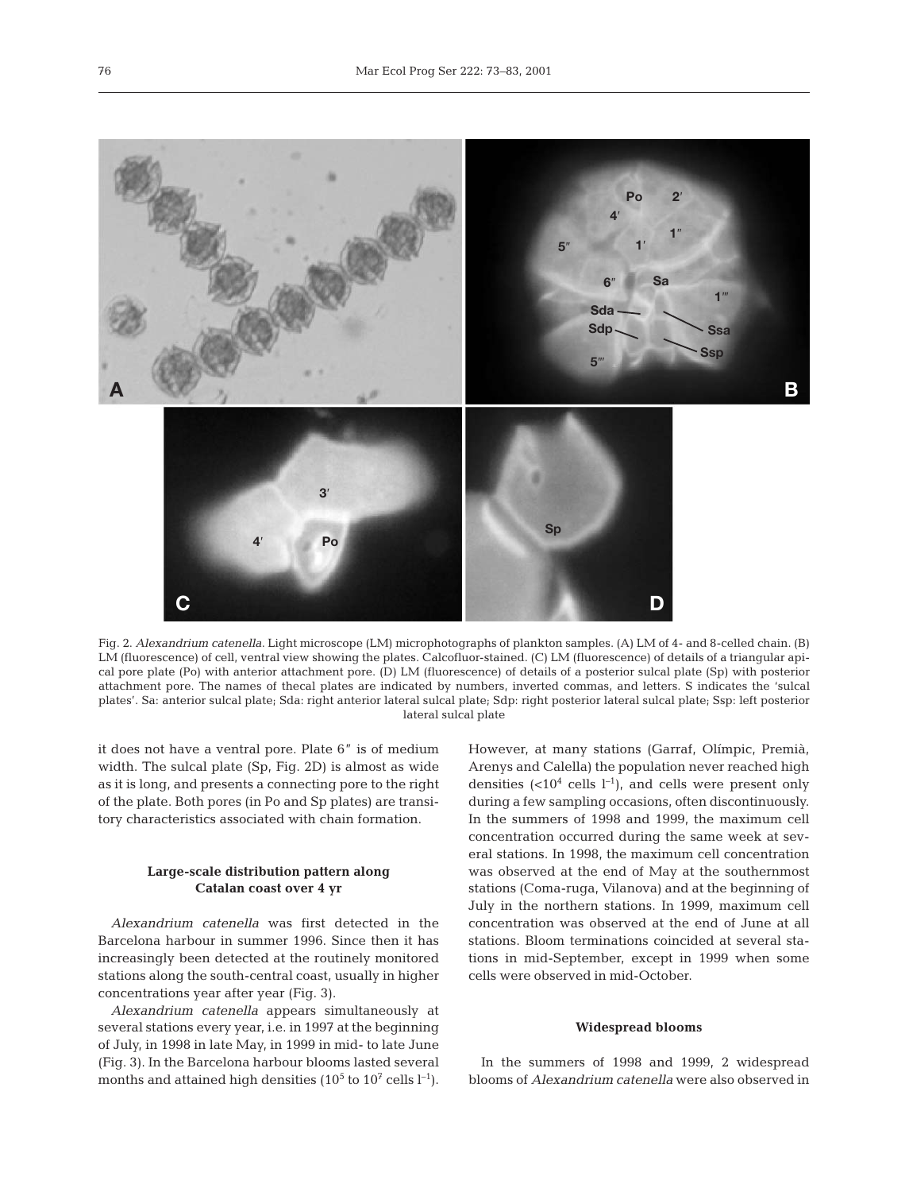Fig. 2. *Alexandrium catenella*. Light microscope (LM) microphotographs of plankton samples. (A) LM of 4- and 8-celled chain. (B) LM (fluorescence) of cell, ventral view showing the plates. Calcofluor-stained. (C) LM (fluorescence) of details of a triangular apical pore plate (Po) with anterior attachment pore. (D) LM (fluorescence) of details of a posterior sulcal plate (Sp) with posterior attachment pore. The names of thecal plates are indicated by numbers, inverted commas, and letters. S indicates the 'sulcal plates'. Sa: anterior sulcal plate; Sda: right anterior lateral sulcal plate; Sdp: right posterior lateral sulcal plate; Ssp: left posterior lateral sulcal plate

it does not have a ventral pore. Plate 6″ is of medium width. The sulcal plate (Sp, Fig. 2D) is almost as wide as it is long, and presents a connecting pore to the right of the plate. Both pores (in Po and Sp plates) are transitory characteristics associated with chain formation.

### Large-scale distribution pattern along Catalan coast over 4 yr

*Alexandrium catenella* was first detected in the Barcelona harbour in summer 1996. Since then it has increasingly been detected at the routinely monitored stations along the south-central coast, usually in higher concentrations year after year (Fig. 3).

*Alexandrium catenella* appears simultaneously at several stations every year, i.e. in 1997 at the beginning of July, in 1998 in late May, in 1999 in mid- to late June (Fig. 3). In the Barcelona harbour blooms lasted several months and attained high densities ($10^5$ to $10^7$ cells $l^{-1}$). However, at many stations (Garraf, Olímpic, Premià, Arenys and Calella) the population never reached high densities ($<10^4$ cells $l^{-1}$), and cells were present only during a few sampling occasions, often discontinuously. In the summers of 1998 and 1999, the maximum cell concentration occurred during the same week at several stations. In 1998, the maximum cell concentration was observed at the end of May at the southernmost stations (Coma-ruga, Vilanova) and at the beginning of July in the northern stations. In 1999, maximum cell concentration was observed at the end of June at all stations. Bloom terminations coincided at several stations in mid-September, except in 1999 when some cells were observed in mid-October.

### Widespread blooms

In the summers of 1998 and 1999, 2 widespread blooms of *Alexandrium catenella* were also observed in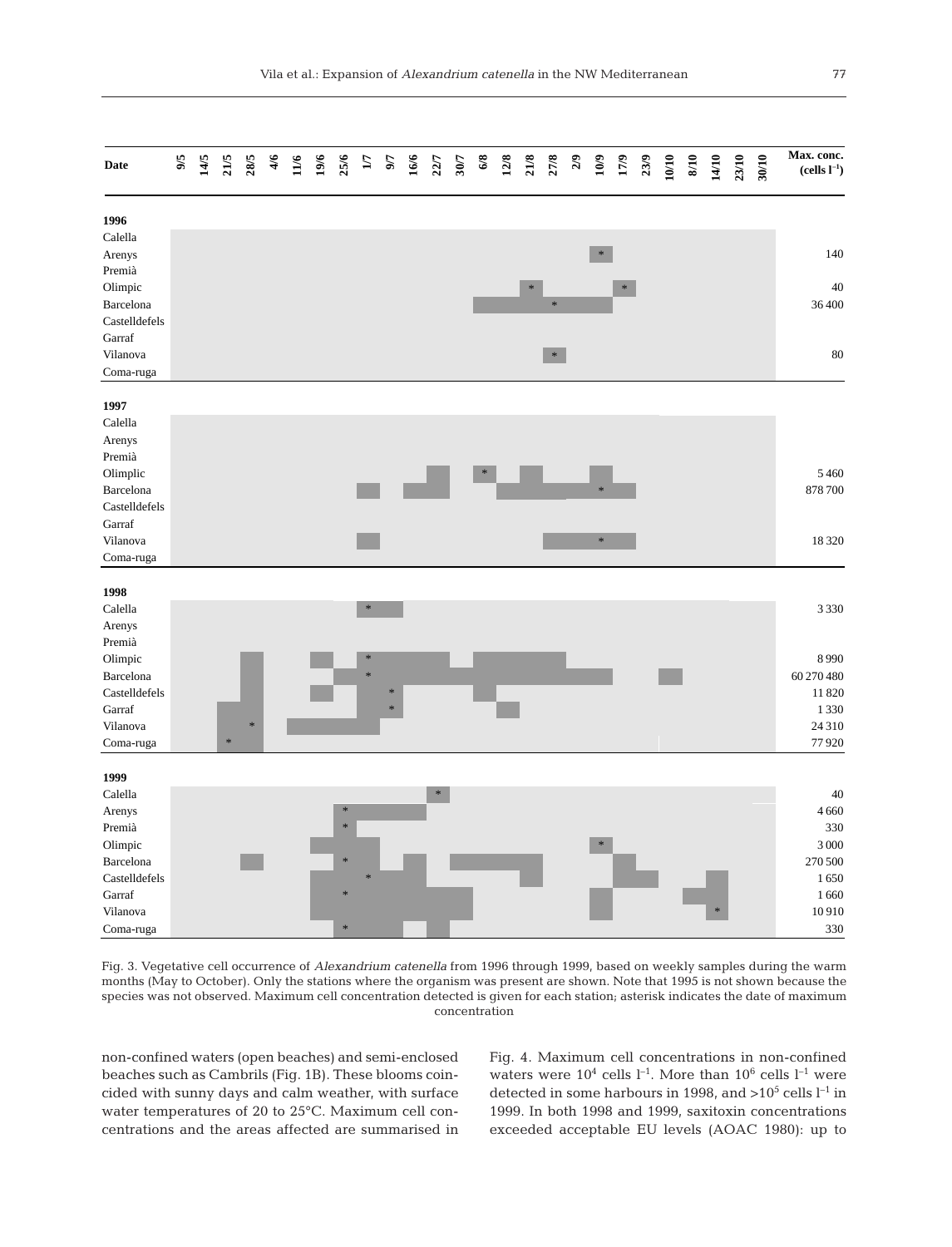| Date | Max. conc. (cells $l^{-1}$) |
|---|---|
| **1996** | |
| Calella | |
| Arenys | 140 |
| Premià | |
| Olimpic | 40 |
| Barcelona | 36 400 |
| Castelldefels | |
| Garraf | |
| Vilanova | 80 |
| Coma-ruga | |
| **1997** | |
| Calella | |
| Arenys | |
| Premià | |
| Olimplic | 5 460 |
| Barcelona | 878 700 |
| Castelldefels | |
| Garraf | |
| Vilanova | 18 320 |
| Coma-ruga | |
| **1998** | |
| Calella | 3 330 |
| Arenys | |
| Premià | |
| Olimpic | 8 990 |
| Barcelona | 60 270 480 |
| Castelldefels | 11 820 |
| Garraf | 1 330 |
| Vilanova | 24 310 |
| Coma-ruga | 77 920 |
| **1999** | |
| Calella | 40 |
| Arenys | 4 660 |
| Premià | 330 |
| Olimpic | 3 000 |
| Barcelona | 270 500 |
| Castelldefels | 1 650 |
| Garraf | 1 660 |
| Vilanova | 10 910 |
| Coma-ruga | 330 |

Sampling dates: 9/5, 14/5, 21/5, 28/5, 4/6, 11/6, 19/6, 25/6, 1/7, 9/7, 16/6, 22/7, 30/7, 6/8, 12/8, 21/8, 27/8, 2/9, 10/9, 17/9, 23/9, 10/10, 8/10, 14/10, 23/10, 30/10

Fig. 3. Vegetative cell occurrence of *Alexandrium catenella* from 1996 through 1999, based on weekly samples during the warm months (May to October). Only the stations where the organism was present are shown. Note that 1995 is not shown because the species was not observed. Maximum cell concentration detected is given for each station; asterisk indicates the date of maximum concentration

non-confined waters (open beaches) and semi-enclosed beaches such as Cambrils (Fig. 1B). These blooms coincided with sunny days and calm weather, with surface water temperatures of 20 to 25°C. Maximum cell concentrations and the areas affected are summarised in Fig. 4. Maximum cell concentrations in non-confined waters were $10^4$ cells $l^{-1}$. More than $10^6$ cells $l^{-1}$ were detected in some harbours in 1998, and $>10^5$ cells $l^{-1}$ in 1999. In both 1998 and 1999, saxitoxin concentrations exceeded acceptable EU levels (AOAC 1980): up to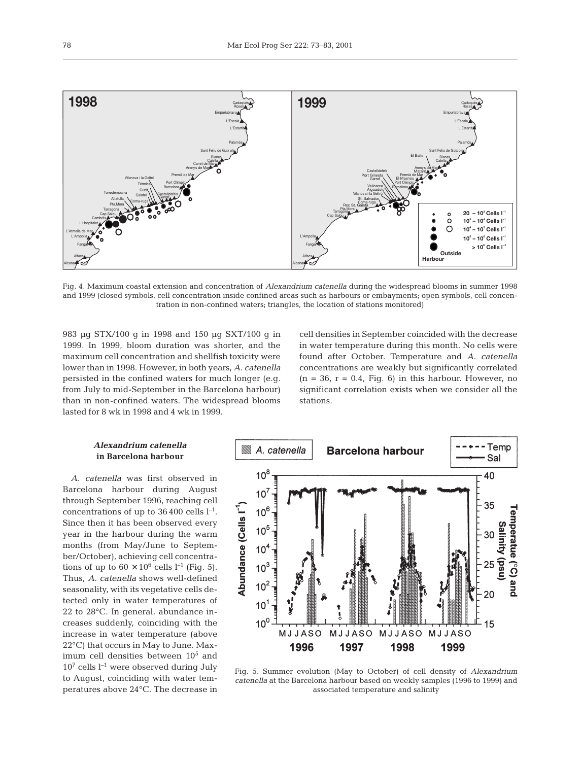Fig. 4. Maximum coastal extension and concentration of *Alexandrium catenella* during the widespread blooms in summer 1998 and 1999 (closed symbols, cell concentration inside confined areas such as harbours or embayments; open symbols, cell concentration in non-confined waters; triangles, the location of stations monitored)

983 µg STX/100 g in 1998 and 150 µg SXT/100 g in 1999. In 1999, bloom duration was shorter, and the maximum cell concentration and shellfish toxicity were lower than in 1998. However, in both years, *A. catenella* persisted in the confined waters for much longer (e.g. from July to mid-September in the Barcelona harbour) than in non-confined waters. The widespread blooms lasted for 8 wk in 1998 and 4 wk in 1999.

### *Alexandrium catenella* in Barcelona harbour

*A. catenella* was first observed in Barcelona harbour during August through September 1996, reaching cell concentrations of up to 36 400 cells $l^{-1}$. Since then it has been observed every year in the harbour during the warm months (from May/June to September/October), achieving cell concentrations of up to $60 \times 10^6$ cells $l^{-1}$ (Fig. 5). Thus, *A. catenella* shows well-defined seasonality, with its vegetative cells detected only in water temperatures of 22 to 28°C. In general, abundance increases suddenly, coinciding with the increase in water temperature (above 22°C) that occurs in May to June. Maximum cell densities between $10^5$ and $10^7$ cells $l^{-1}$ were observed during July to August, coinciding with water temperatures above 24°C. The decrease in cell densities in September coincided with the decrease in water temperature during this month. No cells were found after October. Temperature and *A. catenella* concentrations are weakly but significantly correlated ($n = 36$, $r = 0.4$, Fig. 6) in this harbour. However, no significant correlation exists when we consider all the stations.

Fig. 5. Summer evolution (May to October) of cell density of *Alexandrium catenella* at the Barcelona harbour based on weekly samples (1996 to 1999) and associated temperature and salinity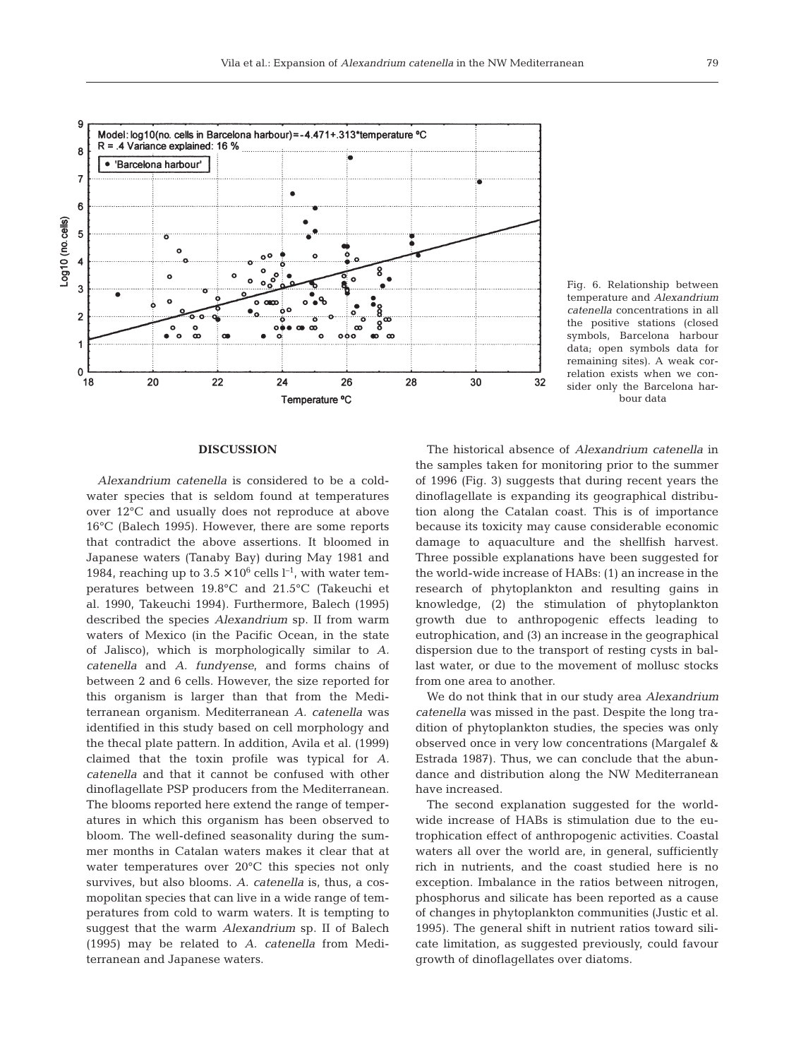Fig. 6. Relationship between temperature and *Alexandrium catenella* concentrations in all the positive stations (closed symbols, Barcelona harbour data; open symbols data for remaining sites). A weak correlation exists when we consider only the Barcelona harbour data

## DISCUSSION

*Alexandrium catenella* is considered to be a cold-water species that is seldom found at temperatures over 12°C and usually does not reproduce at above 16°C (Balech 1995). However, there are some reports that contradict the above assertions. It bloomed in Japanese waters (Tanaby Bay) during May 1981 and 1984, reaching up to $3.5 \times 10^6$ cells $l^{-1}$, with water temperatures between 19.8°C and 21.5°C (Takeuchi et al. 1990, Takeuchi 1994). Furthermore, Balech (1995) described the species *Alexandrium* sp. II from warm waters of Mexico (in the Pacific Ocean, in the state of Jalisco), which is morphologically similar to *A. catenella* and *A. fundyense*, and forms chains of between 2 and 6 cells. However, the size reported for this organism is larger than that from the Mediterranean organism. Mediterranean *A. catenella* was identified in this study based on cell morphology and the thecal plate pattern. In addition, Avila et al. (1999) claimed that the toxin profile was typical for *A. catenella* and that it cannot be confused with other dinoflagellate PSP producers from the Mediterranean. The blooms reported here extend the range of temperatures in which this organism has been observed to bloom. The well-defined seasonality during the summer months in Catalan waters makes it clear that at water temperatures over 20°C this species not only survives, but also blooms. *A. catenella* is, thus, a cosmopolitan species that can live in a wide range of temperatures from cold to warm waters. It is tempting to suggest that the warm *Alexandrium* sp. II of Balech (1995) may be related to *A. catenella* from Mediterranean and Japanese waters.

The historical absence of *Alexandrium catenella* in the samples taken for monitoring prior to the summer of 1996 (Fig. 3) suggests that during recent years the dinoflagellate is expanding its geographical distribution along the Catalan coast. This is of importance because its toxicity may cause considerable economic damage to aquaculture and the shellfish harvest. Three possible explanations have been suggested for the world-wide increase of HABs: (1) an increase in the research of phytoplankton and resulting gains in knowledge, (2) the stimulation of phytoplankton growth due to anthropogenic effects leading to eutrophication, and (3) an increase in the geographical dispersion due to the transport of resting cysts in ballast water, or due to the movement of mollusc stocks from one area to another.

We do not think that in our study area *Alexandrium catenella* was missed in the past. Despite the long tradition of phytoplankton studies, the species was only observed once in very low concentrations (Margalef & Estrada 1987). Thus, we can conclude that the abundance and distribution along the NW Mediterranean have increased.

The second explanation suggested for the world-wide increase of HABs is stimulation due to the eutrophication effect of anthropogenic activities. Coastal waters all over the world are, in general, sufficiently rich in nutrients, and the coast studied here is no exception. Imbalance in the ratios between nitrogen, phosphorus and silicate has been reported as a cause of changes in phytoplankton communities (Justic et al. 1995). The general shift in nutrient ratios toward silicate limitation, as suggested previously, could favour growth of dinoflagellates over diatoms.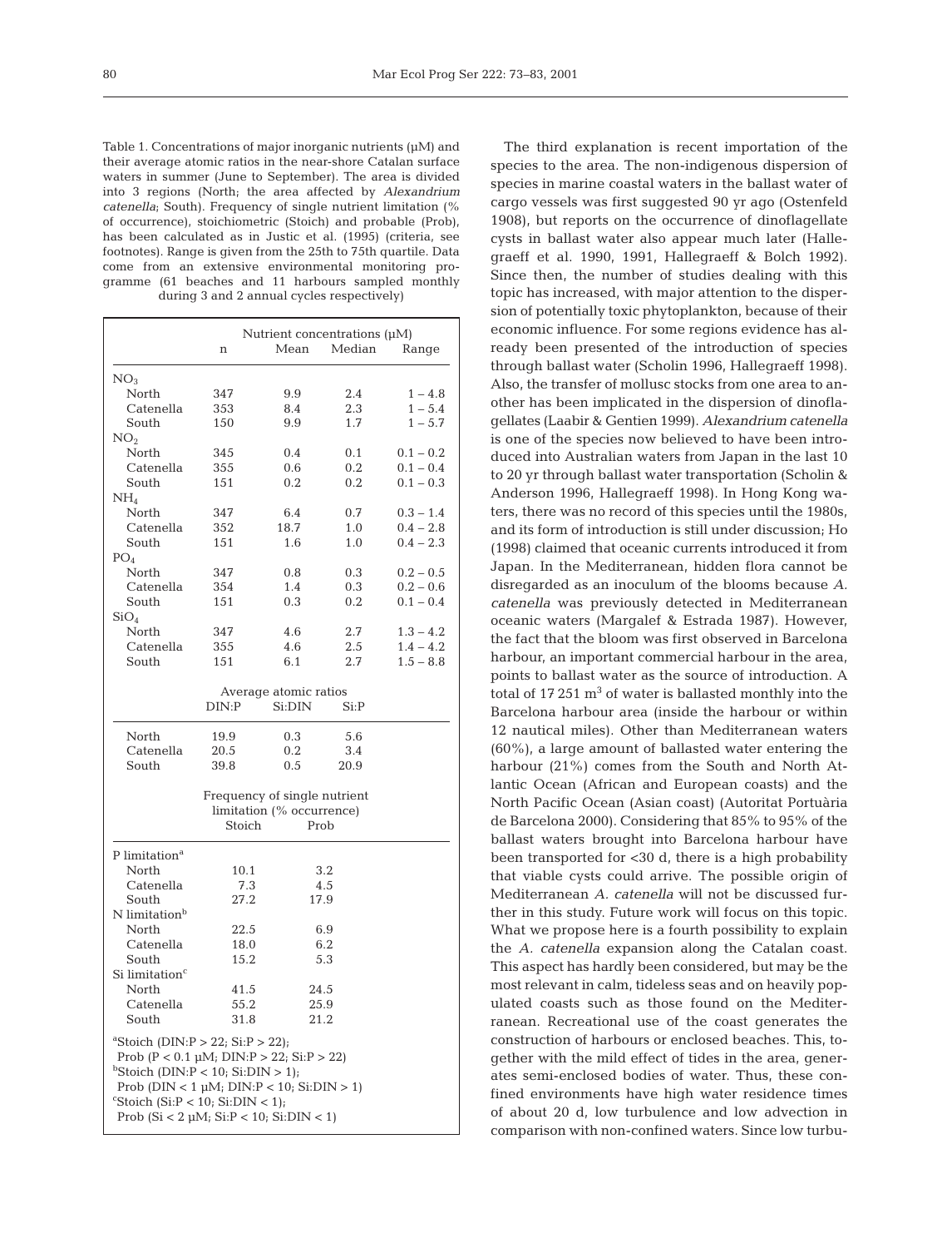Table 1. Concentrations of major inorganic nutrients (μM) and their average atomic ratios in the near-shore Catalan surface waters in summer (June to September). The area is divided into 3 regions (North; the area affected by *Alexandrium catenella*; South). Frequency of single nutrient limitation (% of occurrence), stoichiometric (Stoich) and probable (Prob), has been calculated as in Justic et al. (1995) (criteria, see footnotes). Range is given from the 25th to 75th quartile. Data come from an extensive environmental monitoring programme (61 beaches and 11 harbours sampled monthly during 3 and 2 annual cycles respectively)

| | Nutrient concentrations (μM) | | | |
|---|---|---|---|---|
| | n | Mean | Median | Range |
| $NO_3$ | | | | |
| North | 347 | 9.9 | 2.4 | 1 – 4.8 |
| Catenella | 353 | 8.4 | 2.3 | 1 – 5.4 |
| South | 150 | 9.9 | 1.7 | 1 – 5.7 |
| $NO_2$ | | | | |
| North | 345 | 0.4 | 0.1 | 0.1 – 0.2 |
| Catenella | 355 | 0.6 | 0.2 | 0.1 – 0.4 |
| South | 151 | 0.2 | 0.2 | 0.1 – 0.3 |
| $NH_4$ | | | | |
| North | 347 | 6.4 | 0.7 | 0.3 – 1.4 |
| Catenella | 352 | 18.7 | 1.0 | 0.4 – 2.8 |
| South | 151 | 1.6 | 1.0 | 0.4 – 2.3 |
| $PO_4$ | | | | |
| North | 347 | 0.8 | 0.3 | 0.2 – 0.5 |
| Catenella | 354 | 1.4 | 0.3 | 0.2 – 0.6 |
| South | 151 | 0.3 | 0.2 | 0.1 – 0.4 |
| $SiO_4$ | | | | |
| North | 347 | 4.6 | 2.7 | 1.3 – 4.2 |
| Catenella | 355 | 4.6 | 2.5 | 1.4 – 4.2 |
| South | 151 | 6.1 | 2.7 | 1.5 – 8.8 |

| | Average atomic ratios | | |
|---|---|---|---|
| | DIN:P | Si:DIN | Si:P |
| North | 19.9 | 0.3 | 5.6 |
| Catenella | 20.5 | 0.2 | 3.4 |
| South | 39.8 | 0.5 | 20.9 |

| | Frequency of single nutrient limitation (% occurrence) | |
|---|---|---|
| | Stoich | Prob |
| P limitation[a] | | |
| North | 10.1 | 3.2 |
| Catenella | 7.3 | 4.5 |
| South | 27.2 | 17.9 |
| N limitation[b] | | |
| North | 22.5 | 6.9 |
| Catenella | 18.0 | 6.2 |
| South | 15.2 | 5.3 |
| Si limitation[c] | | |
| North | 41.5 | 24.5 |
| Catenella | 55.2 | 25.9 |
| South | 31.8 | 21.2 |

[a]Stoich (DIN:P > 22; Si:P > 22);
Prob (P < 0.1 μM; DIN:P > 22; Si:P > 22)
[b]Stoich (DIN:P < 10; Si:DIN > 1);
Prob (DIN < 1 μM; DIN:P < 10; Si:DIN > 1)
[c]Stoich (Si:P < 10; Si:DIN < 1);
Prob (Si < 2 μM; Si:P < 10; Si:DIN < 1)

The third explanation is recent importation of the species to the area. The non-indigenous dispersion of species in marine coastal waters in the ballast water of cargo vessels was first suggested 90 yr ago (Ostenfeld 1908), but reports on the occurrence of dinoflagellate cysts in ballast water also appear much later (Hallegraeff et al. 1990, 1991, Hallegraeff & Bolch 1992). Since then, the number of studies dealing with this topic has increased, with major attention to the dispersion of potentially toxic phytoplankton, because of their economic influence. For some regions evidence has already been presented of the introduction of species through ballast water (Scholin 1996, Hallegraeff 1998). Also, the transfer of mollusc stocks from one area to another has been implicated in the dispersion of dinoflagellates (Laabir & Gentien 1999). *Alexandrium catenella* is one of the species now believed to have been introduced into Australian waters from Japan in the last 10 to 20 yr through ballast water transportation (Scholin & Anderson 1996, Hallegraeff 1998). In Hong Kong waters, there was no record of this species until the 1980s, and its form of introduction is still under discussion; Ho (1998) claimed that oceanic currents introduced it from Japan. In the Mediterranean, hidden flora cannot be disregarded as an inoculum of the blooms because *A. catenella* was previously detected in Mediterranean oceanic waters (Margalef & Estrada 1987). However, the fact that the bloom was first observed in Barcelona harbour, an important commercial harbour in the area, points to ballast water as the source of introduction. A total of 17 251 $m^3$ of water is ballasted monthly into the Barcelona harbour area (inside the harbour or within 12 nautical miles). Other than Mediterranean waters (60%), a large amount of ballasted water entering the harbour (21%) comes from the South and North Atlantic Ocean (African and European coasts) and the North Pacific Ocean (Asian coast) (Autoritat Portuària de Barcelona 2000). Considering that 85% to 95% of the ballast waters brought into Barcelona harbour have been transported for <30 d, there is a high probability that viable cysts could arrive. The possible origin of Mediterranean *A. catenella* will not be discussed further in this study. Future work will focus on this topic. What we propose here is a fourth possibility to explain the *A. catenella* expansion along the Catalan coast. This aspect has hardly been considered, but may be the most relevant in calm, tideless seas and on heavily populated coasts such as those found on the Mediterranean. Recreational use of the coast generates the construction of harbours or enclosed beaches. This, together with the mild effect of tides in the area, generates semi-enclosed bodies of water. Thus, these confined environments have high water residence times of about 20 d, low turbulence and low advection in comparison with non-confined waters. Since low turbu-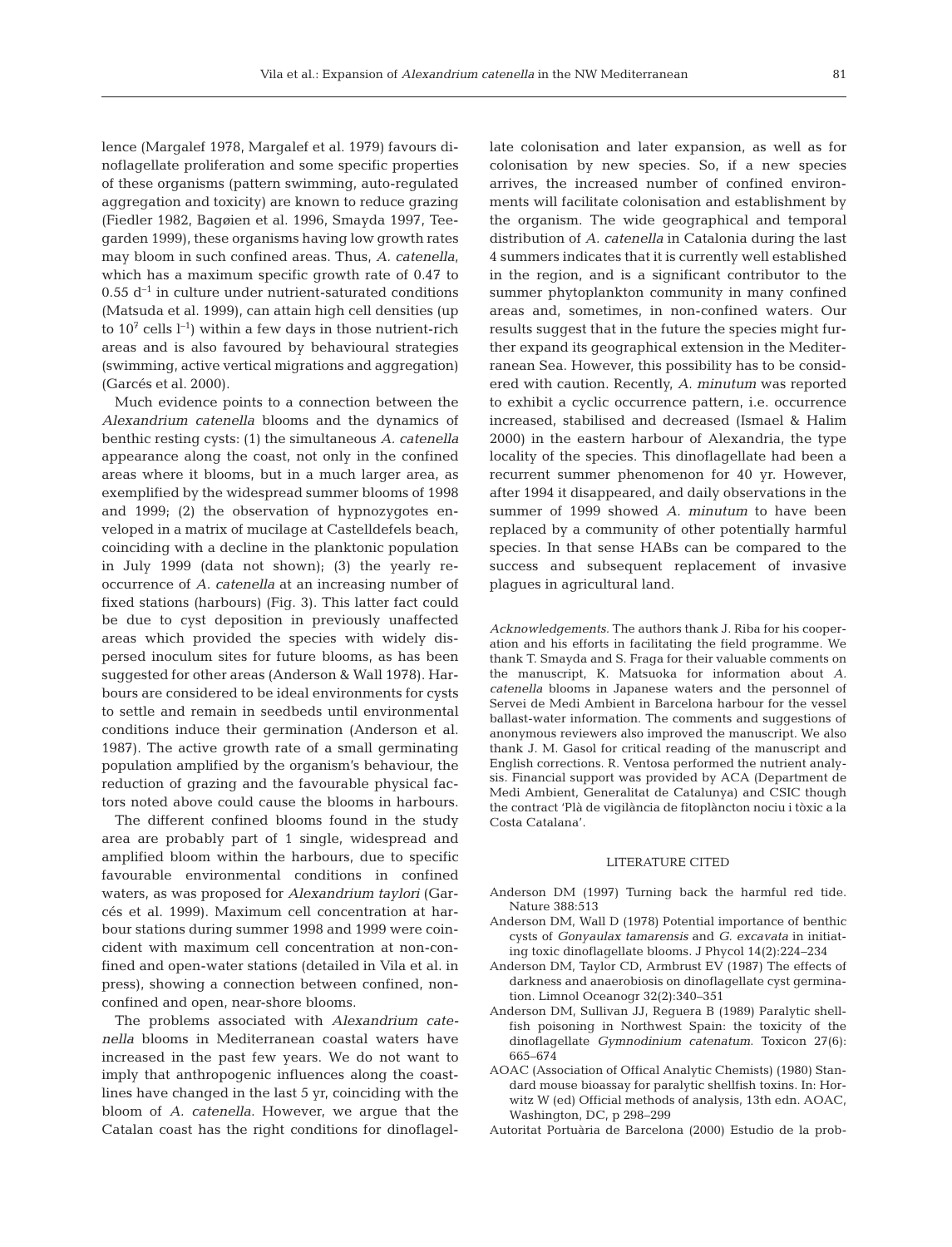lence (Margalef 1978, Margalef et al. 1979) favours dinoflagellate proliferation and some specific properties of these organisms (pattern swimming, auto-regulated aggregation and toxicity) are known to reduce grazing (Fiedler 1982, Bagøien et al. 1996, Smayda 1997, Teegarden 1999), these organisms having low growth rates may bloom in such confined areas. Thus, *A. catenella*, which has a maximum specific growth rate of 0.47 to 0.55 $d^{-1}$ in culture under nutrient-saturated conditions (Matsuda et al. 1999), can attain high cell densities (up to $10^7$ cells $l^{-1}$) within a few days in those nutrient-rich areas and is also favoured by behavioural strategies (swimming, active vertical migrations and aggregation) (Garcés et al. 2000).

Much evidence points to a connection between the *Alexandrium catenella* blooms and the dynamics of benthic resting cysts: (1) the simultaneous *A. catenella* appearance along the coast, not only in the confined areas where it blooms, but in a much larger area, as exemplified by the widespread summer blooms of 1998 and 1999; (2) the observation of hypnozygotes enveloped in a matrix of mucilage at Castelldefels beach, coinciding with a decline in the planktonic population in July 1999 (data not shown); (3) the yearly reoccurrence of *A. catenella* at an increasing number of fixed stations (harbours) (Fig. 3). This latter fact could be due to cyst deposition in previously unaffected areas which provided the species with widely dispersed inoculum sites for future blooms, as has been suggested for other areas (Anderson & Wall 1978). Harbours are considered to be ideal environments for cysts to settle and remain in seedbeds until environmental conditions induce their germination (Anderson et al. 1987). The active growth rate of a small germinating population amplified by the organism's behaviour, the reduction of grazing and the favourable physical factors noted above could cause the blooms in harbours.

The different confined blooms found in the study area are probably part of 1 single, widespread and amplified bloom within the harbours, due to specific favourable environmental conditions in confined waters, as was proposed for *Alexandrium taylori* (Garcés et al. 1999). Maximum cell concentration at harbour stations during summer 1998 and 1999 were coincident with maximum cell concentration at non-confined and open-water stations (detailed in Vila et al. in press), showing a connection between confined, non-confined and open, near-shore blooms.

The problems associated with *Alexandrium catenella* blooms in Mediterranean coastal waters have increased in the past few years. We do not want to imply that anthropogenic influences along the coastlines have changed in the last 5 yr, coinciding with the bloom of *A. catenella*. However, we argue that the Catalan coast has the right conditions for dinoflagellate colonisation and later expansion, as well as for colonisation by new species. So, if a new species arrives, the increased number of confined environments will facilitate colonisation and establishment by the organism. The wide geographical and temporal distribution of *A. catenella* in Catalonia during the last 4 summers indicates that it is currently well established in the region, and is a significant contributor to the summer phytoplankton community in many confined areas and, sometimes, in non-confined waters. Our results suggest that in the future the species might further expand its geographical extension in the Mediterranean Sea. However, this possibility has to be considered with caution. Recently, *A. minutum* was reported to exhibit a cyclic occurrence pattern, i.e. occurrence increased, stabilised and decreased (Ismael & Halim 2000) in the eastern harbour of Alexandria, the type locality of the species. This dinoflagellate had been a recurrent summer phenomenon for 40 yr. However, after 1994 it disappeared, and daily observations in the summer of 1999 showed *A. minutum* to have been replaced by a community of other potentially harmful species. In that sense HABs can be compared to the success and subsequent replacement of invasive plagues in agricultural land.

*Acknowledgements.* The authors thank J. Riba for his cooperation and his efforts in facilitating the field programme. We thank T. Smayda and S. Fraga for their valuable comments on the manuscript, K. Matsuoka for information about *A. catenella* blooms in Japanese waters and the personnel of Servei de Medi Ambient in Barcelona harbour for the vessel ballast-water information. The comments and suggestions of anonymous reviewers also improved the manuscript. We also thank J. M. Gasol for critical reading of the manuscript and English corrections. R. Ventosa performed the nutrient analysis. Financial support was provided by ACA (Department de Medi Ambient, Generalitat de Catalunya) and CSIC though the contract 'Plà de vigilància de fitoplàncton nociu i tòxic a la Costa Catalana'.

## LITERATURE CITED

Anderson DM (1997) Turning back the harmful red tide. Nature 388:513

Anderson DM, Wall D (1978) Potential importance of benthic cysts of *Gonyaulax tamarensis* and *G. excavata* in initiating toxic dinoflagellate blooms. J Phycol 14(2):224–234

Anderson DM, Taylor CD, Armbrust EV (1987) The effects of darkness and anaerobiosis on dinoflagellate cyst germination. Limnol Oceanogr 32(2):340–351

Anderson DM, Sullivan JJ, Reguera B (1989) Paralytic shellfish poisoning in Northwest Spain: the toxicity of the dinoflagellate *Gymnodinium catenatum*. Toxicon 27(6): 665–674

AOAC (Association of Offical Analytic Chemists) (1980) Standard mouse bioassay for paralytic shellfish toxins. In: Horwitz W (ed) Official methods of analysis, 13th edn. AOAC, Washington, DC, p 298–299

Autoritat Portuària de Barcelona (2000) Estudio de la prob-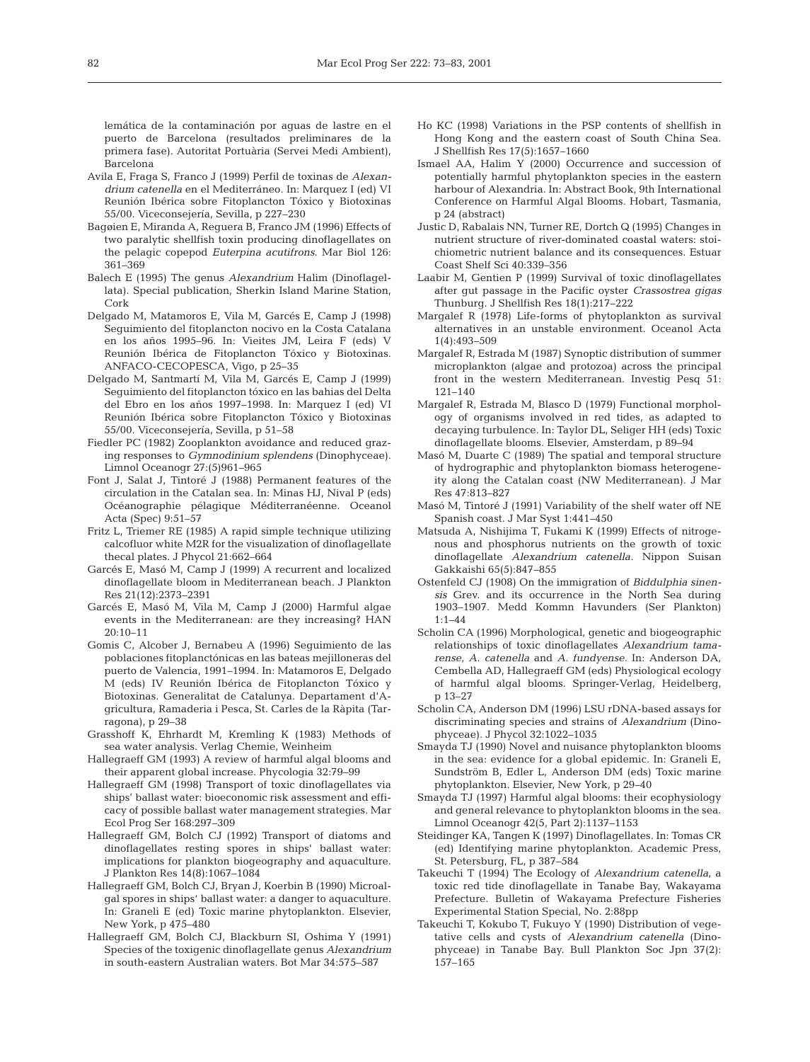lemática de la contaminación por aguas de lastre en el puerto de Barcelona (resultados preliminares de la primera fase). Autoritat Portuària (Servei Medi Ambient), Barcelona

Avila E, Fraga S, Franco J (1999) Perfil de toxinas de *Alexandrium catenella* en el Mediterráneo. In: Marquez I (ed) VI Reunión Ibérica sobre Fitoplancton Tóxico y Biotoxinas 55/00. Viceconsejería, Sevilla, p 227–230

Bagøien E, Miranda A, Reguera B, Franco JM (1996) Effects of two paralytic shellfish toxin producing dinoflagellates on the pelagic copepod *Euterpina acutifrons*. Mar Biol 126: 361–369

Balech E (1995) The genus *Alexandrium* Halim (Dinoflagellata). Special publication, Sherkin Island Marine Station, Cork

Delgado M, Matamoros E, Vila M, Garcés E, Camp J (1998) Seguimiento del fitoplancton nocivo en la Costa Catalana en los años 1995–96. In: Vieites JM, Leira F (eds) V Reunión Ibérica de Fitoplancton Tóxico y Biotoxinas. ANFACO-CECOPESCA, Vigo, p 25–35

Delgado M, Santmartí M, Vila M, Garcés E, Camp J (1999) Seguimiento del fitoplancton tóxico en las bahias del Delta del Ebro en los años 1997–1998. In: Marquez I (ed) VI Reunión Ibérica sobre Fitoplancton Tóxico y Biotoxinas 55/00. Viceconsejería, Sevilla, p 51–58

Fiedler PC (1982) Zooplankton avoidance and reduced grazing responses to *Gymnodinium splendens* (Dinophyceae). Limnol Oceanogr 27:(5)961–965

Font J, Salat J, Tintoré J (1988) Permanent features of the circulation in the Catalan sea. In: Minas HJ, Nival P (eds) Océanographie pélagique Méditerranéenne. Oceanol Acta (Spec) 9:51–57

Fritz L, Triemer RE (1985) A rapid simple technique utilizing calcofluor white M2R for the visualization of dinoflagellate thecal plates. J Phycol 21:662–664

Garcés E, Masó M, Camp J (1999) A recurrent and localized dinoflagellate bloom in Mediterranean beach. J Plankton Res 21(12):2373–2391

Garcés E, Masó M, Vila M, Camp J (2000) Harmful algae events in the Mediterranean: are they increasing? HAN 20:10–11

Gomis C, Alcober J, Bernabeu A (1996) Seguimiento de las poblaciones fitoplanctónicas en las bateas mejilloneras del puerto de Valencia, 1991–1994. In: Matamoros E, Delgado M (eds) IV Reunión Ibérica de Fitoplancton Tóxico y Biotoxinas. Generalitat de Catalunya. Departament d'Agricultura, Ramaderia i Pesca, St. Carles de la Ràpita (Tarragona), p 29–38

Grasshoff K, Ehrhardt M, Kremling K (1983) Methods of sea water analysis. Verlag Chemie, Weinheim

Hallegraeff GM (1993) A review of harmful algal blooms and their apparent global increase. Phycologia 32:79–99

Hallegraeff GM (1998) Transport of toxic dinoflagellates via ships' ballast water: bioeconomic risk assessment and efficacy of possible ballast water management strategies. Mar Ecol Prog Ser 168:297–309

Hallegraeff GM, Bolch CJ (1992) Transport of diatoms and dinoflagellates resting spores in ships' ballast water: implications for plankton biogeography and aquaculture. J Plankton Res 14(8):1067–1084

Hallegraeff GM, Bolch CJ, Bryan J, Koerbin B (1990) Microalgal spores in ships' ballast water: a danger to aquaculture. In: Graneli E (ed) Toxic marine phytoplankton. Elsevier, New York, p 475–480

Hallegraeff GM, Bolch CJ, Blackburn SI, Oshima Y (1991) Species of the toxigenic dinoflagellate genus *Alexandrium* in south-eastern Australian waters. Bot Mar 34:575–587

Ho KC (1998) Variations in the PSP contents of shellfish in Hong Kong and the eastern coast of South China Sea. J Shellfish Res 17(5):1657–1660

Ismael AA, Halim Y (2000) Occurrence and succession of potentially harmful phytoplankton species in the eastern harbour of Alexandria. In: Abstract Book, 9th International Conference on Harmful Algal Blooms. Hobart, Tasmania, p 24 (abstract)

Justic D, Rabalais NN, Turner RE, Dortch Q (1995) Changes in nutrient structure of river-dominated coastal waters: stoichiometric nutrient balance and its consequences. Estuar Coast Shelf Sci 40:339–356

Laabir M, Gentien P (1999) Survival of toxic dinoflagellates after gut passage in the Pacific oyster *Crassostrea gigas* Thunburg. J Shellfish Res 18(1):217–222

Margalef R (1978) Life-forms of phytoplankton as survival alternatives in an unstable environment. Oceanol Acta 1(4):493–509

Margalef R, Estrada M (1987) Synoptic distribution of summer microplankton (algae and protozoa) across the principal front in the western Mediterranean. Investig Pesq 51: 121–140

Margalef R, Estrada M, Blasco D (1979) Functional morphology of organisms involved in red tides, as adapted to decaying turbulence. In: Taylor DL, Seliger HH (eds) Toxic dinoflagellate blooms. Elsevier, Amsterdam, p 89–94

Masó M, Duarte C (1989) The spatial and temporal structure of hydrographic and phytoplankton biomass heterogeneity along the Catalan coast (NW Mediterranean). J Mar Res 47:813–827

Masó M, Tintoré J (1991) Variability of the shelf water off NE Spanish coast. J Mar Syst 1:441–450

Matsuda A, Nishijima T, Fukami K (1999) Effects of nitrogenous and phosphorus nutrients on the growth of toxic dinoflagellate *Alexandrium catenella*. Nippon Suisan Gakkaishi 65(5):847–855

Ostenfeld CJ (1908) On the immigration of *Biddulphia sinensis* Grev. and its occurrence in the North Sea during 1903–1907. Medd Kommn Havunders (Ser Plankton) 1:1–44

Scholin CA (1996) Morphological, genetic and biogeographic relationships of toxic dinoflagellates *Alexandrium tamarense*, *A. catenella* and *A. fundyense*. In: Anderson DA, Cembella AD, Hallegraeff GM (eds) Physiological ecology of harmful algal blooms. Springer-Verlag, Heidelberg, p 13–27

Scholin CA, Anderson DM (1996) LSU rDNA-based assays for discriminating species and strains of *Alexandrium* (Dinophyceae). J Phycol 32:1022–1035

Smayda TJ (1990) Novel and nuisance phytoplankton blooms in the sea: evidence for a global epidemic. In: Graneli E, Sundström B, Edler L, Anderson DM (eds) Toxic marine phytoplankton. Elsevier, New York, p 29–40

Smayda TJ (1997) Harmful algal blooms: their ecophysiology and general relevance to phytoplankton blooms in the sea. Limnol Oceanogr 42(5, Part 2):1137–1153

Steidinger KA, Tangen K (1997) Dinoflagellates. In: Tomas CR (ed) Identifying marine phytoplankton. Academic Press, St. Petersburg, FL, p 387–584

Takeuchi T (1994) The Ecology of *Alexandrium catenella*, a toxic red tide dinoflagellate in Tanabe Bay, Wakayama Prefecture. Bulletin of Wakayama Prefecture Fisheries Experimental Station Special, No. 2:88pp

Takeuchi T, Kokubo T, Fukuyo Y (1990) Distribution of vegetative cells and cysts of *Alexandrium catenella* (Dinophyceae) in Tanabe Bay. Bull Plankton Soc Jpn 37(2): 157–165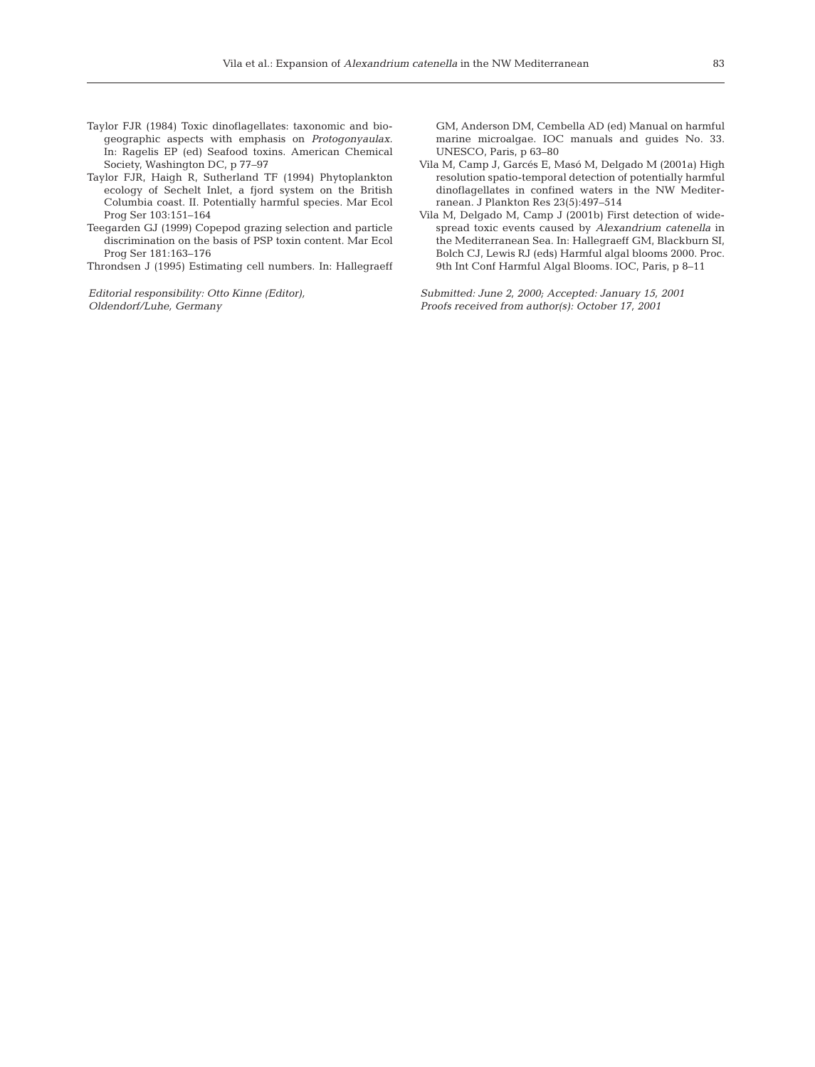Taylor FJR (1984) Toxic dinoflagellates: taxonomic and biogeographic aspects with emphasis on *Protogonyaulax*. In: Ragelis EP (ed) Seafood toxins. American Chemical Society, Washington DC, p 77–97

Taylor FJR, Haigh R, Sutherland TF (1994) Phytoplankton ecology of Sechelt Inlet, a fjord system on the British Columbia coast. II. Potentially harmful species. Mar Ecol Prog Ser 103:151–164

Teegarden GJ (1999) Copepod grazing selection and particle discrimination on the basis of PSP toxin content. Mar Ecol Prog Ser 181:163–176

Throndsen J (1995) Estimating cell numbers. In: Hallegraeff GM, Anderson DM, Cembella AD (ed) Manual on harmful marine microalgae. IOC manuals and guides No. 33. UNESCO, Paris, p 63–80

Vila M, Camp J, Garcés E, Masó M, Delgado M (2001a) High resolution spatio-temporal detection of potentially harmful dinoflagellates in confined waters in the NW Mediterranean. J Plankton Res 23(5):497–514

Vila M, Delgado M, Camp J (2001b) First detection of widespread toxic events caused by *Alexandrium catenella* in the Mediterranean Sea. In: Hallegraeff GM, Blackburn SI, Bolch CJ, Lewis RJ (eds) Harmful algal blooms 2000. Proc. 9th Int Conf Harmful Algal Blooms. IOC, Paris, p 8–11

*Editorial responsibility: Otto Kinne (Editor), Oldendorf/Luhe, Germany*

*Submitted: June 2, 2000; Accepted: January 15, 2001*
*Proofs received from author(s): October 17, 2001*